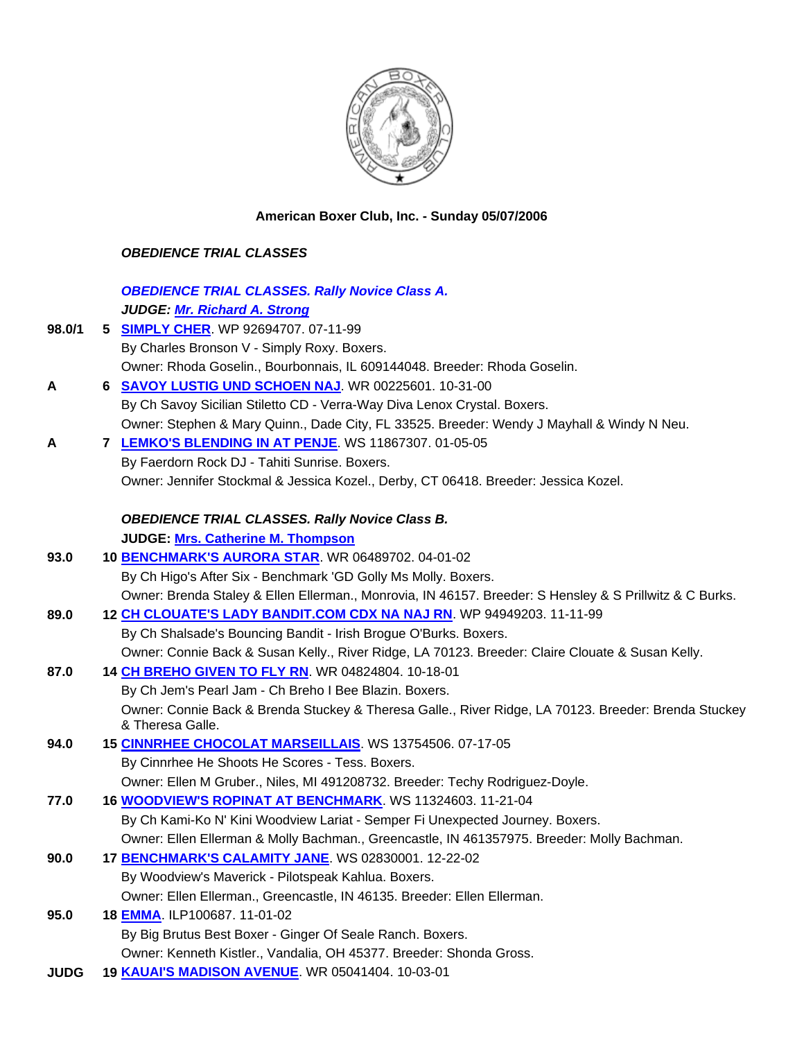**American Boxer Club, Inc. - Sunday 05/07/2006**

***OBEDIENCE TRIAL CLASSES***

***OBEDIENCE TRIAL CLASSES. Rally Novice Class A.***

***JUDGE: Mr. Richard A. Strong***

**98.0/1** **5** **SIMPLY CHER**. WP 92694707. 07-11-99
By Charles Bronson V - Simply Roxy. Boxers.
Owner: Rhoda Goselin., Bourbonnais, IL 609144048. Breeder: Rhoda Goselin.

**A** **6** **SAVOY LUSTIG UND SCHOEN NAJ**. WR 00225601. 10-31-00
By Ch Savoy Sicilian Stiletto CD - Verra-Way Diva Lenox Crystal. Boxers.
Owner: Stephen & Mary Quinn., Dade City, FL 33525. Breeder: Wendy J Mayhall & Windy N Neu.

**A** **7** **LEMKO'S BLENDING IN AT PENJE**. WS 11867307. 01-05-05
By Faerdorn Rock DJ - Tahiti Sunrise. Boxers.
Owner: Jennifer Stockmal & Jessica Kozel., Derby, CT 06418. Breeder: Jessica Kozel.

***OBEDIENCE TRIAL CLASSES. Rally Novice Class B.***

**JUDGE: Mrs. Catherine M. Thompson**

**93.0** **10** **BENCHMARK'S AURORA STAR**. WR 06489702. 04-01-02
By Ch Higo's After Six - Benchmark 'GD Golly Ms Molly. Boxers.
Owner: Brenda Staley & Ellen Ellerman., Monrovia, IN 46157. Breeder: S Hensley & S Prillwitz & C Burks.

**89.0** **12** **CH CLOUATE'S LADY BANDIT.COM CDX NA NAJ RN**. WP 94949203. 11-11-99
By Ch Shalsade's Bouncing Bandit - Irish Brogue O'Burks. Boxers.
Owner: Connie Back & Susan Kelly., River Ridge, LA 70123. Breeder: Claire Clouate & Susan Kelly.

**87.0** **14** **CH BREHO GIVEN TO FLY RN**. WR 04824804. 10-18-01
By Ch Jem's Pearl Jam - Ch Breho I Bee Blazin. Boxers.
Owner: Connie Back & Brenda Stuckey & Theresa Galle., River Ridge, LA 70123. Breeder: Brenda Stuckey & Theresa Galle.

**94.0** **15** **CINNRHEE CHOCOLAT MARSEILLAIS**. WS 13754506. 07-17-05
By Cinnrhee He Shoots He Scores - Tess. Boxers.
Owner: Ellen M Gruber., Niles, MI 491208732. Breeder: Techy Rodriguez-Doyle.

**77.0** **16** **WOODVIEW'S ROPINAT AT BENCHMARK**. WS 11324603. 11-21-04
By Ch Kami-Ko N' Kini Woodview Lariat - Semper Fi Unexpected Journey. Boxers.
Owner: Ellen Ellerman & Molly Bachman., Greencastle, IN 461357975. Breeder: Molly Bachman.

**90.0** **17** **BENCHMARK'S CALAMITY JANE**. WS 02830001. 12-22-02
By Woodview's Maverick - Pilotspeak Kahlua. Boxers.
Owner: Ellen Ellerman., Greencastle, IN 46135. Breeder: Ellen Ellerman.

**95.0** **18** **EMMA**. ILP100687. 11-01-02
By Big Brutus Best Boxer - Ginger Of Seale Ranch. Boxers.
Owner: Kenneth Kistler., Vandalia, OH 45377. Breeder: Shonda Gross.

**JUDG** **19** **KAUAI'S MADISON AVENUE**. WR 05041404. 10-03-01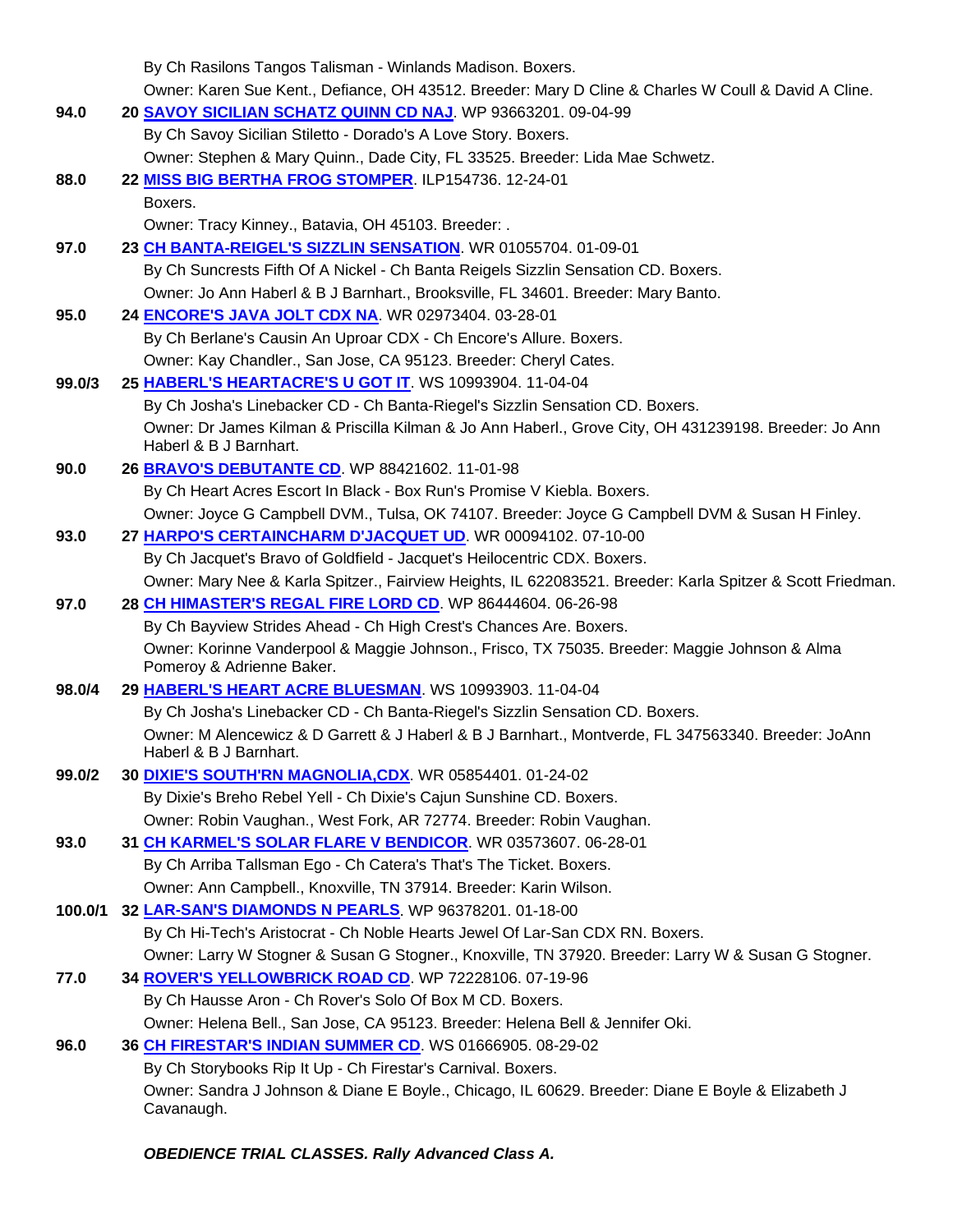By Ch Rasilons Tangos Talisman - Winlands Madison. Boxers.

Owner: Karen Sue Kent., Defiance, OH 43512. Breeder: Mary D Cline & Charles W Coull & David A Cline.

**94.0** **20** **SAVOY SICILIAN SCHATZ QUINN CD NAJ**. WP 93663201. 09-04-99

By Ch Savoy Sicilian Stiletto - Dorado's A Love Story. Boxers.

Owner: Stephen & Mary Quinn., Dade City, FL 33525. Breeder: Lida Mae Schwetz.

**88.0** **22** **MISS BIG BERTHA FROG STOMPER**. ILP154736. 12-24-01

Boxers.

Owner: Tracy Kinney., Batavia, OH 45103. Breeder: .

**97.0** **23** **CH BANTA-REIGEL'S SIZZLIN SENSATION**. WR 01055704. 01-09-01

By Ch Suncrests Fifth Of A Nickel - Ch Banta Reigels Sizzlin Sensation CD. Boxers.

Owner: Jo Ann Haberl & B J Barnhart., Brooksville, FL 34601. Breeder: Mary Banto.

**95.0** **24** **ENCORE'S JAVA JOLT CDX NA**. WR 02973404. 03-28-01

By Ch Berlane's Causin An Uproar CDX - Ch Encore's Allure. Boxers.

Owner: Kay Chandler., San Jose, CA 95123. Breeder: Cheryl Cates.

**99.0/3** **25** **HABERL'S HEARTACRE'S U GOT IT**. WS 10993904. 11-04-04

By Ch Josha's Linebacker CD - Ch Banta-Riegel's Sizzlin Sensation CD. Boxers.

Owner: Dr James Kilman & Priscilla Kilman & Jo Ann Haberl., Grove City, OH 431239198. Breeder: Jo Ann Haberl & B J Barnhart.

**90.0** **26** **BRAVO'S DEBUTANTE CD**. WP 88421602. 11-01-98

By Ch Heart Acres Escort In Black - Box Run's Promise V Kiebla. Boxers.

Owner: Joyce G Campbell DVM., Tulsa, OK 74107. Breeder: Joyce G Campbell DVM & Susan H Finley.

**93.0** **27** **HARPO'S CERTAINCHARM D'JACQUET UD**. WR 00094102. 07-10-00

By Ch Jacquet's Bravo of Goldfield - Jacquet's Heilocentric CDX. Boxers.

Owner: Mary Nee & Karla Spitzer., Fairview Heights, IL 622083521. Breeder: Karla Spitzer & Scott Friedman.

**97.0** **28** **CH HIMASTER'S REGAL FIRE LORD CD**. WP 86444604. 06-26-98

By Ch Bayview Strides Ahead - Ch High Crest's Chances Are. Boxers.

Owner: Korinne Vanderpool & Maggie Johnson., Frisco, TX 75035. Breeder: Maggie Johnson & Alma Pomeroy & Adrienne Baker.

**98.0/4** **29** **HABERL'S HEART ACRE BLUESMAN**. WS 10993903. 11-04-04

By Ch Josha's Linebacker CD - Ch Banta-Riegel's Sizzlin Sensation CD. Boxers.

Owner: M Alencewicz & D Garrett & J Haberl & B J Barnhart., Montverde, FL 347563340. Breeder: JoAnn Haberl & B J Barnhart.

**99.0/2** **30** **DIXIE'S SOUTH'RN MAGNOLIA,CDX**. WR 05854401. 01-24-02

By Dixie's Breho Rebel Yell - Ch Dixie's Cajun Sunshine CD. Boxers.

Owner: Robin Vaughan., West Fork, AR 72774. Breeder: Robin Vaughan.

**93.0** **31** **CH KARMEL'S SOLAR FLARE V BENDICOR**. WR 03573607. 06-28-01

By Ch Arriba Tallsman Ego - Ch Catera's That's The Ticket. Boxers.

Owner: Ann Campbell., Knoxville, TN 37914. Breeder: Karin Wilson.

**100.0/1** **32** **LAR-SAN'S DIAMONDS N PEARLS**. WP 96378201. 01-18-00

By Ch Hi-Tech's Aristocrat - Ch Noble Hearts Jewel Of Lar-San CDX RN. Boxers.

Owner: Larry W Stogner & Susan G Stogner., Knoxville, TN 37920. Breeder: Larry W & Susan G Stogner.

**77.0** **34** **ROVER'S YELLOWBRICK ROAD CD**. WP 72228106. 07-19-96

By Ch Hausse Aron - Ch Rover's Solo Of Box M CD. Boxers.

Owner: Helena Bell., San Jose, CA 95123. Breeder: Helena Bell & Jennifer Oki.

**96.0** **36** **CH FIRESTAR'S INDIAN SUMMER CD**. WS 01666905. 08-29-02

By Ch Storybooks Rip It Up - Ch Firestar's Carnival. Boxers.

Owner: Sandra J Johnson & Diane E Boyle., Chicago, IL 60629. Breeder: Diane E Boyle & Elizabeth J Cavanaugh.

***OBEDIENCE TRIAL CLASSES. Rally Advanced Class A.***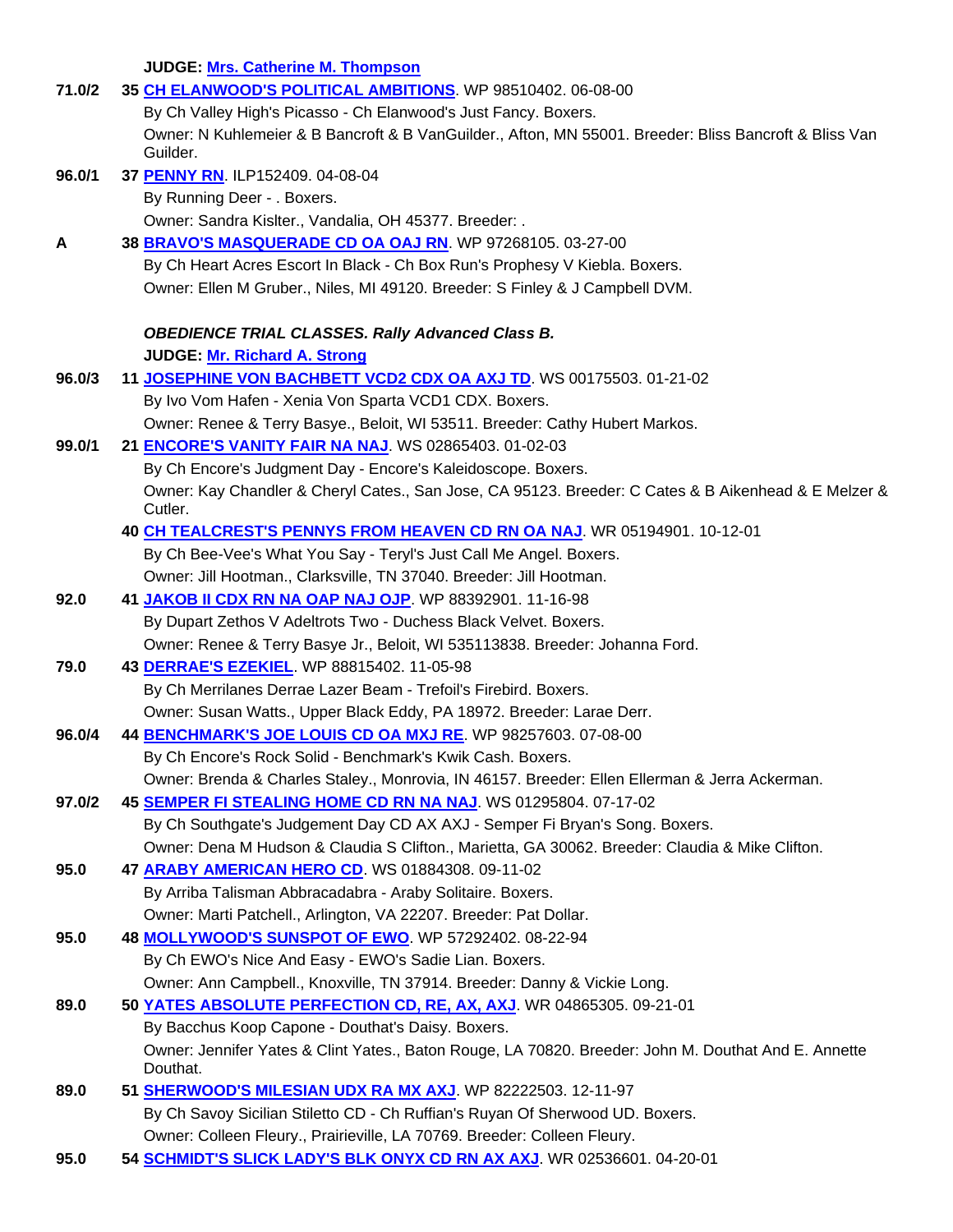**JUDGE: Mrs. Catherine M. Thompson**

**71.0/2** **35 CH ELANWOOD'S POLITICAL AMBITIONS**. WP 98510402. 06-08-00
By Ch Valley High's Picasso - Ch Elanwood's Just Fancy. Boxers.
Owner: N Kuhlemeier & B Bancroft & B VanGuilder., Afton, MN 55001. Breeder: Bliss Bancroft & Bliss Van Guilder.

**96.0/1** **37 PENNY RN**. ILP152409. 04-08-04
By Running Deer - . Boxers.
Owner: Sandra Kislter., Vandalia, OH 45377. Breeder: .

**A** **38 BRAVO'S MASQUERADE CD OA OAJ RN**. WP 97268105. 03-27-00
By Ch Heart Acres Escort In Black - Ch Box Run's Prophesy V Kiebla. Boxers.
Owner: Ellen M Gruber., Niles, MI 49120. Breeder: S Finley & J Campbell DVM.

***OBEDIENCE TRIAL CLASSES. Rally Advanced Class B.***

**JUDGE: Mr. Richard A. Strong**

**96.0/3** **11 JOSEPHINE VON BACHBETT VCD2 CDX OA AXJ TD**. WS 00175503. 01-21-02
By Ivo Vom Hafen - Xenia Von Sparta VCD1 CDX. Boxers.
Owner: Renee & Terry Basye., Beloit, WI 53511. Breeder: Cathy Hubert Markos.

**99.0/1** **21 ENCORE'S VANITY FAIR NA NAJ**. WS 02865403. 01-02-03
By Ch Encore's Judgment Day - Encore's Kaleidoscope. Boxers.
Owner: Kay Chandler & Cheryl Cates., San Jose, CA 95123. Breeder: C Cates & B Aikenhead & E Melzer & Cutler.

**40 CH TEALCREST'S PENNYS FROM HEAVEN CD RN OA NAJ**. WR 05194901. 10-12-01
By Ch Bee-Vee's What You Say - Teryl's Just Call Me Angel. Boxers.
Owner: Jill Hootman., Clarksville, TN 37040. Breeder: Jill Hootman.

**92.0** **41 JAKOB II CDX RN NA OAP NAJ OJP**. WP 88392901. 11-16-98
By Dupart Zethos V Adeltrots Two - Duchess Black Velvet. Boxers.
Owner: Renee & Terry Basye Jr., Beloit, WI 535113838. Breeder: Johanna Ford.

**79.0** **43 DERRAE'S EZEKIEL**. WP 88815402. 11-05-98
By Ch Merrilanes Derrae Lazer Beam - Trefoil's Firebird. Boxers.
Owner: Susan Watts., Upper Black Eddy, PA 18972. Breeder: Larae Derr.

**96.0/4** **44 BENCHMARK'S JOE LOUIS CD OA MXJ RE**. WP 98257603. 07-08-00
By Ch Encore's Rock Solid - Benchmark's Kwik Cash. Boxers.
Owner: Brenda & Charles Staley., Monrovia, IN 46157. Breeder: Ellen Ellerman & Jerra Ackerman.

**97.0/2** **45 SEMPER FI STEALING HOME CD RN NA NAJ**. WS 01295804. 07-17-02
By Ch Southgate's Judgement Day CD AX AXJ - Semper Fi Bryan's Song. Boxers.
Owner: Dena M Hudson & Claudia S Clifton., Marietta, GA 30062. Breeder: Claudia & Mike Clifton.

**95.0** **47 ARABY AMERICAN HERO CD**. WS 01884308. 09-11-02
By Arriba Talisman Abbracadabra - Araby Solitaire. Boxers.
Owner: Marti Patchell., Arlington, VA 22207. Breeder: Pat Dollar.

**95.0** **48 MOLLYWOOD'S SUNSPOT OF EWO**. WP 57292402. 08-22-94
By Ch EWO's Nice And Easy - EWO's Sadie Lian. Boxers.
Owner: Ann Campbell., Knoxville, TN 37914. Breeder: Danny & Vickie Long.

**89.0** **50 YATES ABSOLUTE PERFECTION CD, RE, AX, AXJ**. WR 04865305. 09-21-01
By Bacchus Koop Capone - Douthat's Daisy. Boxers.
Owner: Jennifer Yates & Clint Yates., Baton Rouge, LA 70820. Breeder: John M. Douthat And E. Annette Douthat.

**89.0** **51 SHERWOOD'S MILESIAN UDX RA MX AXJ**. WP 82222503. 12-11-97
By Ch Savoy Sicilian Stiletto CD - Ch Ruffian's Ruyan Of Sherwood UD. Boxers.
Owner: Colleen Fleury., Prairieville, LA 70769. Breeder: Colleen Fleury.

**95.0** **54 SCHMIDT'S SLICK LADY'S BLK ONYX CD RN AX AXJ**. WR 02536601. 04-20-01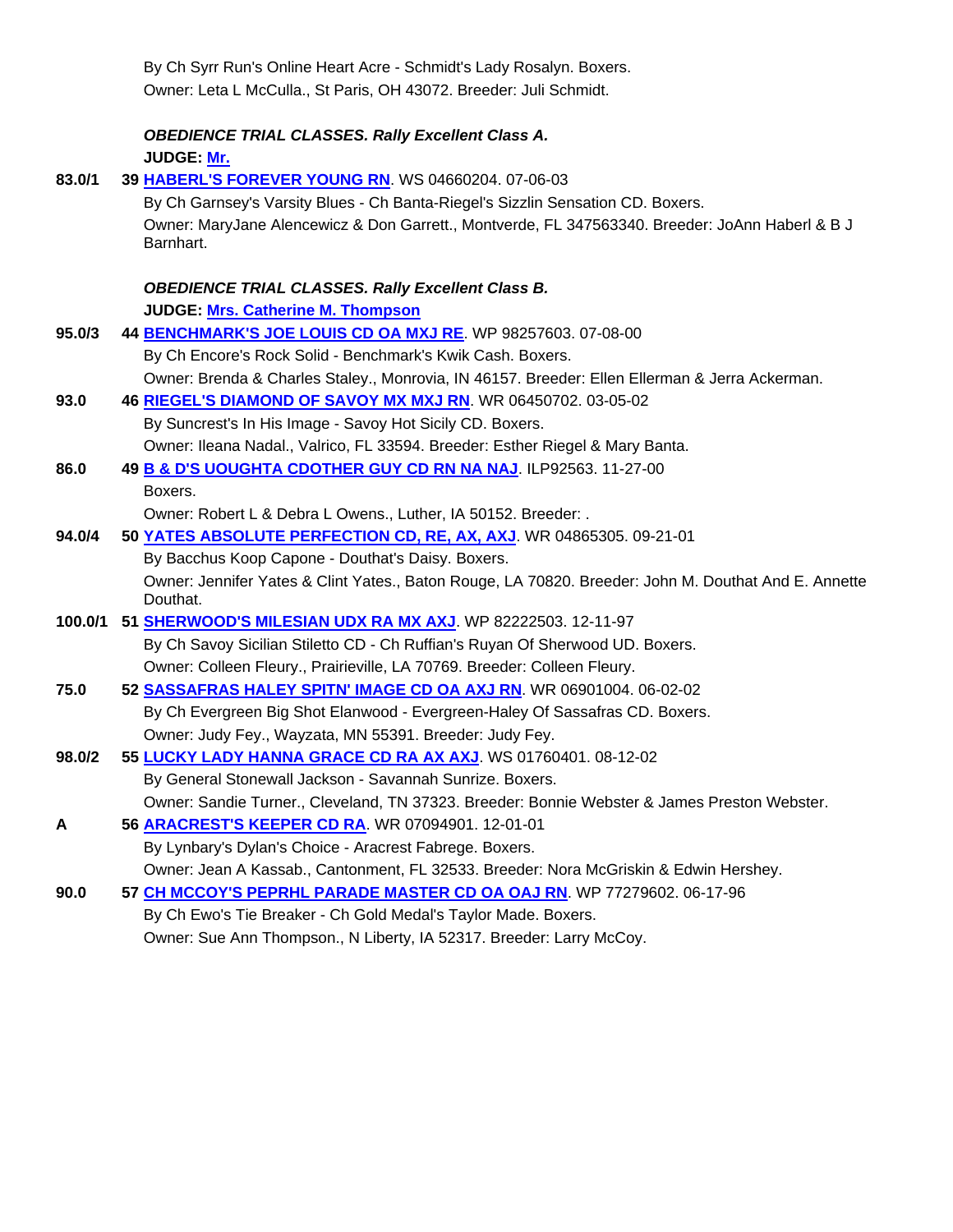By Ch Syrr Run's Online Heart Acre - Schmidt's Lady Rosalyn. Boxers.
Owner: Leta L McCulla., St Paris, OH 43072. Breeder: Juli Schmidt.

***OBEDIENCE TRIAL CLASSES. Rally Excellent Class A.***

**JUDGE: Mr.**

**83.0/1** **39 HABERL'S FOREVER YOUNG RN**. WS 04660204. 07-06-03
By Ch Garnsey's Varsity Blues - Ch Banta-Riegel's Sizzlin Sensation CD. Boxers.
Owner: MaryJane Alencewicz & Don Garrett., Montverde, FL 347563340. Breeder: JoAnn Haberl & B J Barnhart.

***OBEDIENCE TRIAL CLASSES. Rally Excellent Class B.***

**JUDGE: Mrs. Catherine M. Thompson**

**95.0/3** **44 BENCHMARK'S JOE LOUIS CD OA MXJ RE**. WP 98257603. 07-08-00
By Ch Encore's Rock Solid - Benchmark's Kwik Cash. Boxers.
Owner: Brenda & Charles Staley., Monrovia, IN 46157. Breeder: Ellen Ellerman & Jerra Ackerman.

**93.0** **46 RIEGEL'S DIAMOND OF SAVOY MX MXJ RN**. WR 06450702. 03-05-02
By Suncrest's In His Image - Savoy Hot Sicily CD. Boxers.
Owner: Ileana Nadal., Valrico, FL 33594. Breeder: Esther Riegel & Mary Banta.

**86.0** **49 B & D'S UOUGHTA CDOTHER GUY CD RN NA NAJ**. ILP92563. 11-27-00
Boxers.
Owner: Robert L & Debra L Owens., Luther, IA 50152. Breeder: .

**94.0/4** **50 YATES ABSOLUTE PERFECTION CD, RE, AX, AXJ**. WR 04865305. 09-21-01
By Bacchus Koop Capone - Douthat's Daisy. Boxers.
Owner: Jennifer Yates & Clint Yates., Baton Rouge, LA 70820. Breeder: John M. Douthat And E. Annette Douthat.

**100.0/1** **51 SHERWOOD'S MILESIAN UDX RA MX AXJ**. WP 82222503. 12-11-97
By Ch Savoy Sicilian Stiletto CD - Ch Ruffian's Ruyan Of Sherwood UD. Boxers.
Owner: Colleen Fleury., Prairieville, LA 70769. Breeder: Colleen Fleury.

**75.0** **52 SASSAFRAS HALEY SPITN' IMAGE CD OA AXJ RN**. WR 06901004. 06-02-02
By Ch Evergreen Big Shot Elanwood - Evergreen-Haley Of Sassafras CD. Boxers.
Owner: Judy Fey., Wayzata, MN 55391. Breeder: Judy Fey.

**98.0/2** **55 LUCKY LADY HANNA GRACE CD RA AX AXJ**. WS 01760401. 08-12-02
By General Stonewall Jackson - Savannah Sunrize. Boxers.
Owner: Sandie Turner., Cleveland, TN 37323. Breeder: Bonnie Webster & James Preston Webster.

**A** **56 ARACREST'S KEEPER CD RA**. WR 07094901. 12-01-01
By Lynbary's Dylan's Choice - Aracrest Fabrege. Boxers.
Owner: Jean A Kassab., Cantonment, FL 32533. Breeder: Nora McGriskin & Edwin Hershey.

**90.0** **57 CH MCCOY'S PEPRHL PARADE MASTER CD OA OAJ RN**. WP 77279602. 06-17-96
By Ch Ewo's Tie Breaker - Ch Gold Medal's Taylor Made. Boxers.
Owner: Sue Ann Thompson., N Liberty, IA 52317. Breeder: Larry McCoy.